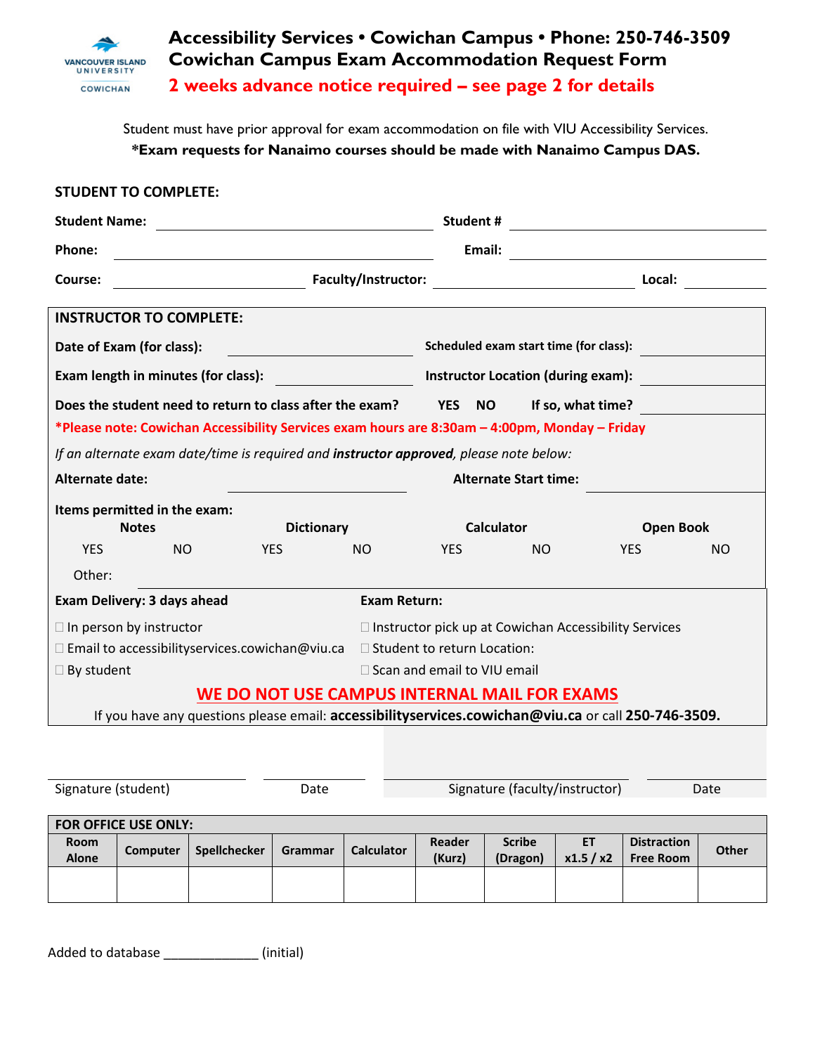VANCOUVER ISLAND UNIVERSITY COWICHAN

# Accessibility Services • Cowichan Campus • Phone: 250-746-3509
# Cowichan Campus Exam Accommodation Request Form
## 2 weeks advance notice required – see page 2 for details

Student must have prior approval for exam accommodation on file with VIU Accessibility Services.
**\*Exam requests for Nanaimo courses should be made with Nanaimo Campus DAS.**

**STUDENT TO COMPLETE:**

**Student Name:** ______________________ **Student #** ______________________

**Phone:** ______________________ **Email:** ______________________

**Course:** ______________ **Faculty/Instructor:** ______________ **Local:** ________

**INSTRUCTOR TO COMPLETE:**

**Date of Exam (for class):** ______________ **Scheduled exam start time (for class):** ______________

**Exam length in minutes (for class):** ______________ **Instructor Location (during exam):** ______________

**Does the student need to return to class after the exam?** **YES** **NO** **If so, what time?** ______________

***Please note: Cowichan Accessibility Services exam hours are 8:30am – 4:00pm, Monday – Friday**

*If an alternate exam date/time is required and **instructor approved**, please note below:*

**Alternate date:** ______________ **Alternate Start time:** ______________

**Items permitted in the exam:**

| Notes | | Dictionary | | Calculator | | Open Book | |
|---|---|---|---|---|---|---|---|
| YES | NO | YES | NO | YES | NO | YES | NO |

Other: ______________________________________________

**Exam Delivery: 3 days ahead**

- ☐ In person by instructor
- ☐ Email to accessibilityservices.cowichan@viu.ca
- ☐ By student

**Exam Return:**

- ☐ Instructor pick up at Cowichan Accessibility Services
- ☐ Student to return Location:
- ☐ Scan and email to VIU email

**WE DO NOT USE CAMPUS INTERNAL MAIL FOR EXAMS**

If you have any questions please email: **accessibilityservices.cowichan@viu.ca** or call **250-746-3509.**

______________________ ______________ ______________________ ______________
Signature (student) Date Signature (faculty/instructor) Date

| FOR OFFICE USE ONLY: | | | | | | | | | |
|---|---|---|---|---|---|---|---|---|---|
| Room Alone | Computer | Spellchecker | Grammar | Calculator | Reader (Kurz) | Scribe (Dragon) | ET x1.5 / x2 | Distraction Free Room | Other |
| | | | | | | | | | |

Added to database _____________ (initial)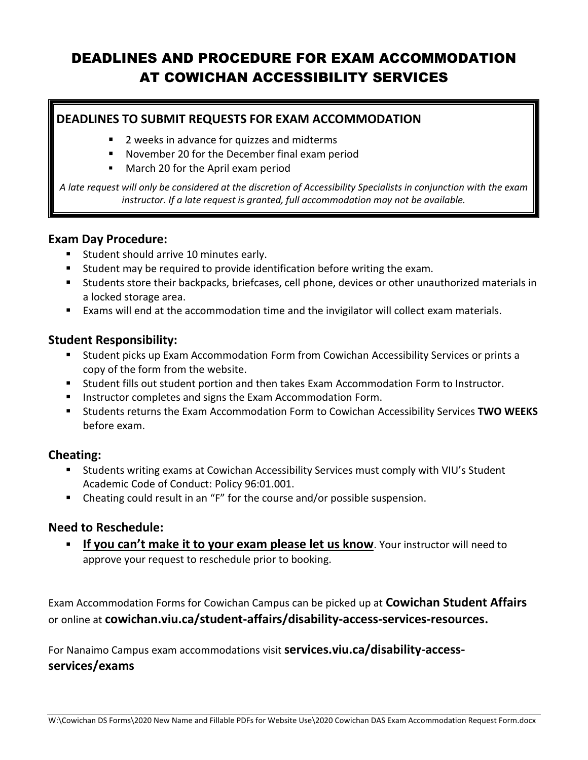# DEADLINES AND PROCEDURE FOR EXAM ACCOMMODATION AT COWICHAN ACCESSIBILITY SERVICES

## DEADLINES TO SUBMIT REQUESTS FOR EXAM ACCOMMODATION

- 2 weeks in advance for quizzes and midterms
- November 20 for the December final exam period
- March 20 for the April exam period

*A late request will only be considered at the discretion of Accessibility Specialists in conjunction with the exam instructor. If a late request is granted, full accommodation may not be available.*

### Exam Day Procedure:

- Student should arrive 10 minutes early.
- Student may be required to provide identification before writing the exam.
- Students store their backpacks, briefcases, cell phone, devices or other unauthorized materials in a locked storage area.
- Exams will end at the accommodation time and the invigilator will collect exam materials.

### Student Responsibility:

- Student picks up Exam Accommodation Form from Cowichan Accessibility Services or prints a copy of the form from the website.
- Student fills out student portion and then takes Exam Accommodation Form to Instructor.
- Instructor completes and signs the Exam Accommodation Form.
- Students returns the Exam Accommodation Form to Cowichan Accessibility Services **TWO WEEKS** before exam.

### Cheating:

- Students writing exams at Cowichan Accessibility Services must comply with VIU's Student Academic Code of Conduct: Policy 96:01.001.
- Cheating could result in an "F" for the course and/or possible suspension.

### Need to Reschedule:

- **If you can't make it to your exam please let us know**. Your instructor will need to approve your request to reschedule prior to booking.

Exam Accommodation Forms for Cowichan Campus can be picked up at **Cowichan Student Affairs** or online at **cowichan.viu.ca/student-affairs/disability-access-services-resources.**

For Nanaimo Campus exam accommodations visit **services.viu.ca/disability-access-services/exams**